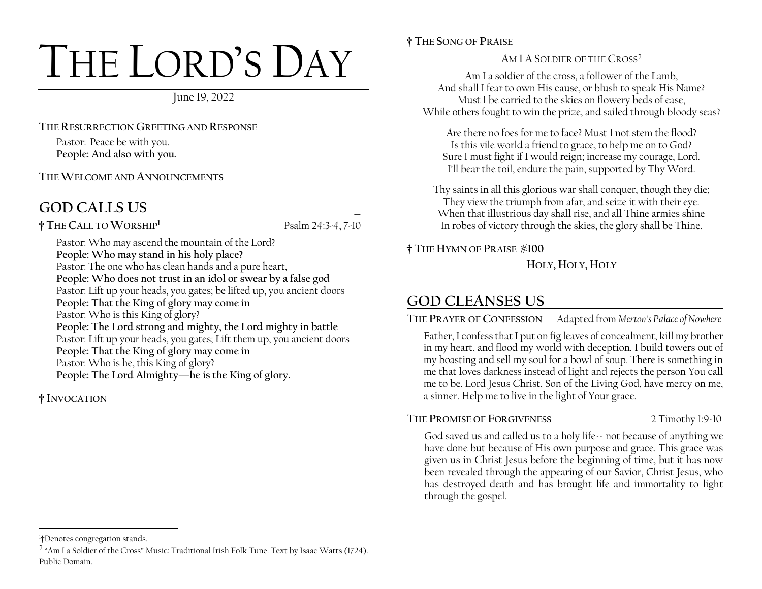# THE LORD'S DAY

June 19, 2022

**THE RESURRECTION GREETING AND RESPONSE**

Pastor: Peace be with you.
**People: And also with you.**

**THE WELCOME AND ANNOUNCEMENTS**

## GOD CALLS US

**† THE CALL TO WORSHIP**[1] Psalm 24:3-4, 7-10

Pastor: Who may ascend the mountain of the Lord?
**People: Who may stand in his holy place?**
Pastor: The one who has clean hands and a pure heart,
**People: Who does not trust in an idol or swear by a false god**
Pastor: Lift up your heads, you gates; be lifted up, you ancient doors
**People: That the King of glory may come in**
Pastor: Who is this King of glory?
**People: The Lord strong and mighty, the Lord mighty in battle**
Pastor: Lift up your heads, you gates; Lift them up, you ancient doors
**People: That the King of glory may come in**
Pastor: Who is he, this King of glory?
**People: The Lord Almighty—he is the King of glory.**

**† INVOCATION**

**† THE SONG OF PRAISE**

AM I A SOLDIER OF THE CROSS[2]

Am I a soldier of the cross, a follower of the Lamb,
And shall I fear to own His cause, or blush to speak His Name?
Must I be carried to the skies on flowery beds of ease,
While others fought to win the prize, and sailed through bloody seas?

Are there no foes for me to face? Must I not stem the flood?
Is this vile world a friend to grace, to help me on to God?
Sure I must fight if I would reign; increase my courage, Lord.
I'll bear the toil, endure the pain, supported by Thy Word.

Thy saints in all this glorious war shall conquer, though they die;
They view the triumph from afar, and seize it with their eye.
When that illustrious day shall rise, and all Thine armies shine
In robes of victory through the skies, the glory shall be Thine.

**† THE HYMN OF PRAISE #100**

**HOLY, HOLY, HOLY**

## GOD CLEANSES US

**THE PRAYER OF CONFESSION** Adapted from *Merton's Palace of Nowhere*

Father, I confess that I put on fig leaves of concealment, kill my brother in my heart, and flood my world with deception. I build towers out of my boasting and sell my soul for a bowl of soup. There is something in me that loves darkness instead of light and rejects the person You call me to be. Lord Jesus Christ, Son of the Living God, have mercy on me, a sinner. Help me to live in the light of Your grace.

**THE PROMISE OF FORGIVENESS** 2 Timothy 1:9-10

God saved us and called us to a holy life-- not because of anything we have done but because of His own purpose and grace. This grace was given us in Christ Jesus before the beginning of time, but it has now been revealed through the appearing of our Savior, Christ Jesus, who has destroyed death and has brought life and immortality to light through the gospel.

---

[1] †Denotes congregation stands.

[2] "Am I a Soldier of the Cross" Music: Traditional Irish Folk Tune. Text by Isaac Watts (1724). Public Domain.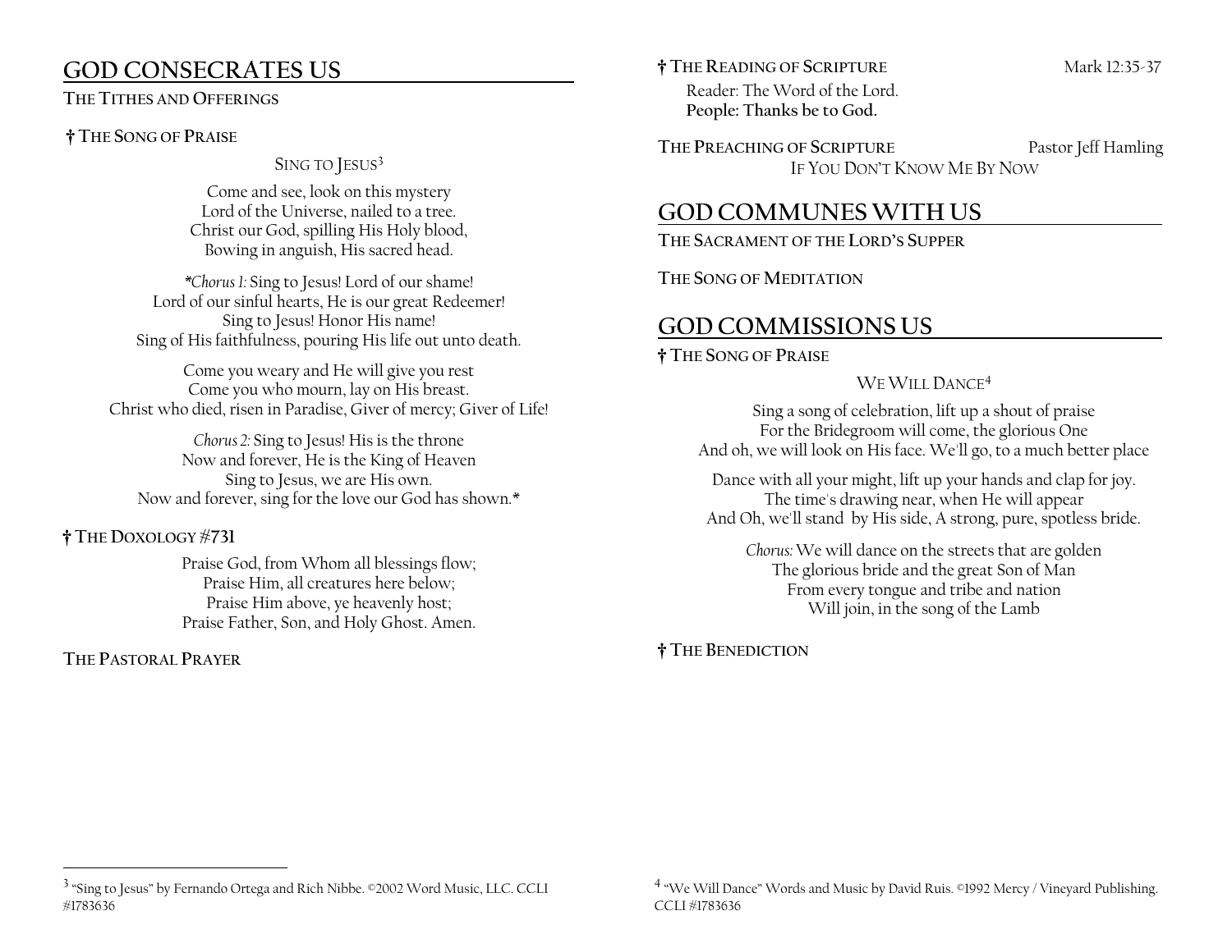## GOD CONSECRATES US

**THE TITHES AND OFFERINGS**

**† THE SONG OF PRAISE**

SING TO JESUS[3]

Come and see, look on this mystery
Lord of the Universe, nailed to a tree.
Christ our God, spilling His Holy blood,
Bowing in anguish, His sacred head.

*\*Chorus 1:* Sing to Jesus! Lord of our shame!
Lord of our sinful hearts, He is our great Redeemer!
Sing to Jesus! Honor His name!
Sing of His faithfulness, pouring His life out unto death.

Come you weary and He will give you rest
Come you who mourn, lay on His breast.
Christ who died, risen in Paradise, Giver of mercy; Giver of Life!

*Chorus 2:* Sing to Jesus! His is the throne
Now and forever, He is the King of Heaven
Sing to Jesus, we are His own.
Now and forever, sing for the love our God has shown.*

**† THE DOXOLOGY #731**

Praise God, from Whom all blessings flow;
Praise Him, all creatures here below;
Praise Him above, ye heavenly host;
Praise Father, Son, and Holy Ghost. Amen.

**THE PASTORAL PRAYER**

**† THE READING OF SCRIPTURE** Mark 12:35-37

Reader: The Word of the Lord.
**People: Thanks be to God.**

**THE PREACHING OF SCRIPTURE** Pastor Jeff Hamling

IF YOU DON'T KNOW ME BY NOW

## GOD COMMUNES WITH US

**THE SACRAMENT OF THE LORD'S SUPPER**

**THE SONG OF MEDITATION**

## GOD COMMISSIONS US

**† THE SONG OF PRAISE**

WE WILL DANCE[4]

Sing a song of celebration, lift up a shout of praise
For the Bridegroom will come, the glorious One
And oh, we will look on His face. We'll go, to a much better place

Dance with all your might, lift up your hands and clap for joy.
The time's drawing near, when He will appear
And Oh, we'll stand by His side, A strong, pure, spotless bride.

*Chorus:* We will dance on the streets that are golden
The glorious bride and the great Son of Man
From every tongue and tribe and nation
Will join, in the song of the Lamb

**† THE BENEDICTION**

---

[3] "Sing to Jesus" by Fernando Ortega and Rich Nibbe. ©2002 Word Music, LLC. CCLI #1783636

[4] "We Will Dance" Words and Music by David Ruis. ©1992 Mercy / Vineyard Publishing. CCLI #1783636